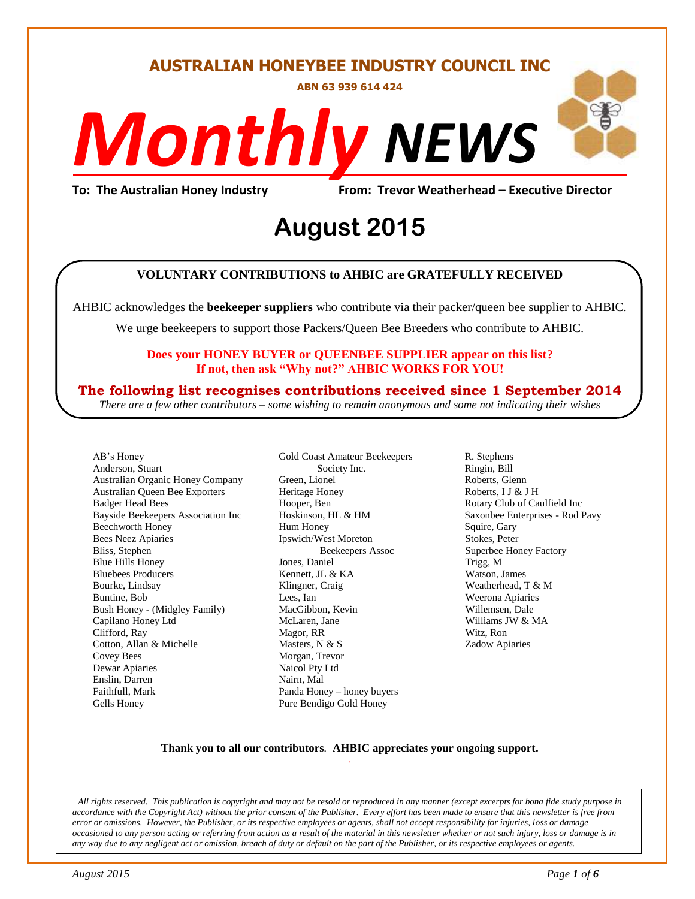# AUSTRALIAN HONEYBEE INDUSTRY COUNCIL INC

**ABN 63 939 614 424**

# *Monthly* NEWS

**To: The Australian Honey Industry** **From: Trevor Weatherhead – Executive Director**

# August 2015

**VOLUNTARY CONTRIBUTIONS to AHBIC are GRATEFULLY RECEIVED**

AHBIC acknowledges the **beekeeper suppliers** who contribute via their packer/queen bee supplier to AHBIC.

We urge beekeepers to support those Packers/Queen Bee Breeders who contribute to AHBIC.

**Does your HONEY BUYER or QUEENBEE SUPPLIER appear on this list? If not, then ask "Why not?" AHBIC WORKS FOR YOU!**

**The following list recognises contributions received since 1 September 2014**

*There are a few other contributors – some wishing to remain anonymous and some not indicating their wishes*

AB's Honey
Anderson, Stuart
Australian Organic Honey Company
Australian Queen Bee Exporters
Badger Head Bees
Bayside Beekeepers Association Inc
Beechworth Honey
Bees Neez Apiaries
Bliss, Stephen
Blue Hills Honey
Bluebees Producers
Bourke, Lindsay
Buntine, Bob
Bush Honey - (Midgley Family)
Capilano Honey Ltd
Clifford, Ray
Cotton, Allan & Michelle
Covey Bees
Dewar Apiaries
Enslin, Darren
Faithfull, Mark
Gells Honey
Gold Coast Amateur Beekeepers Society Inc.
Green, Lionel
Heritage Honey
Hooper, Ben
Hoskinson, HL & HM
Hum Honey
Ipswich/West Moreton Beekeepers Assoc
Jones, Daniel
Kennett, JL & KA
Klingner, Craig
Lees, Ian
MacGibbon, Kevin
McLaren, Jane
Magor, RR
Masters, N & S
Morgan, Trevor
Naicol Pty Ltd
Nairn, Mal
Panda Honey – honey buyers
Pure Bendigo Gold Honey
R. Stephens
Ringin, Bill
Roberts, Glenn
Roberts, I J & J H
Rotary Club of Caulfield Inc
Saxonbee Enterprises - Rod Pavy
Squire, Gary
Stokes, Peter
Superbee Honey Factory
Trigg, M
Watson, James
Weatherhead, T & M
Weerona Apiaries
Willemsen, Dale
Williams JW & MA
Witz, Ron
Zadow Apiaries

**Thank you to all our contributors**. **AHBIC appreciates your ongoing support.**

*All rights reserved. This publication is copyright and may not be resold or reproduced in any manner (except excerpts for bona fide study purpose in accordance with the Copyright Act) without the prior consent of the Publisher. Every effort has been made to ensure that this newsletter is free from error or omissions. However, the Publisher, or its respective employees or agents, shall not accept responsibility for injuries, loss or damage occasioned to any person acting or referring from action as a result of the material in this newsletter whether or not such injury, loss or damage is in any way due to any negligent act or omission, breach of duty or default on the part of the Publisher, or its respective employees or agents.*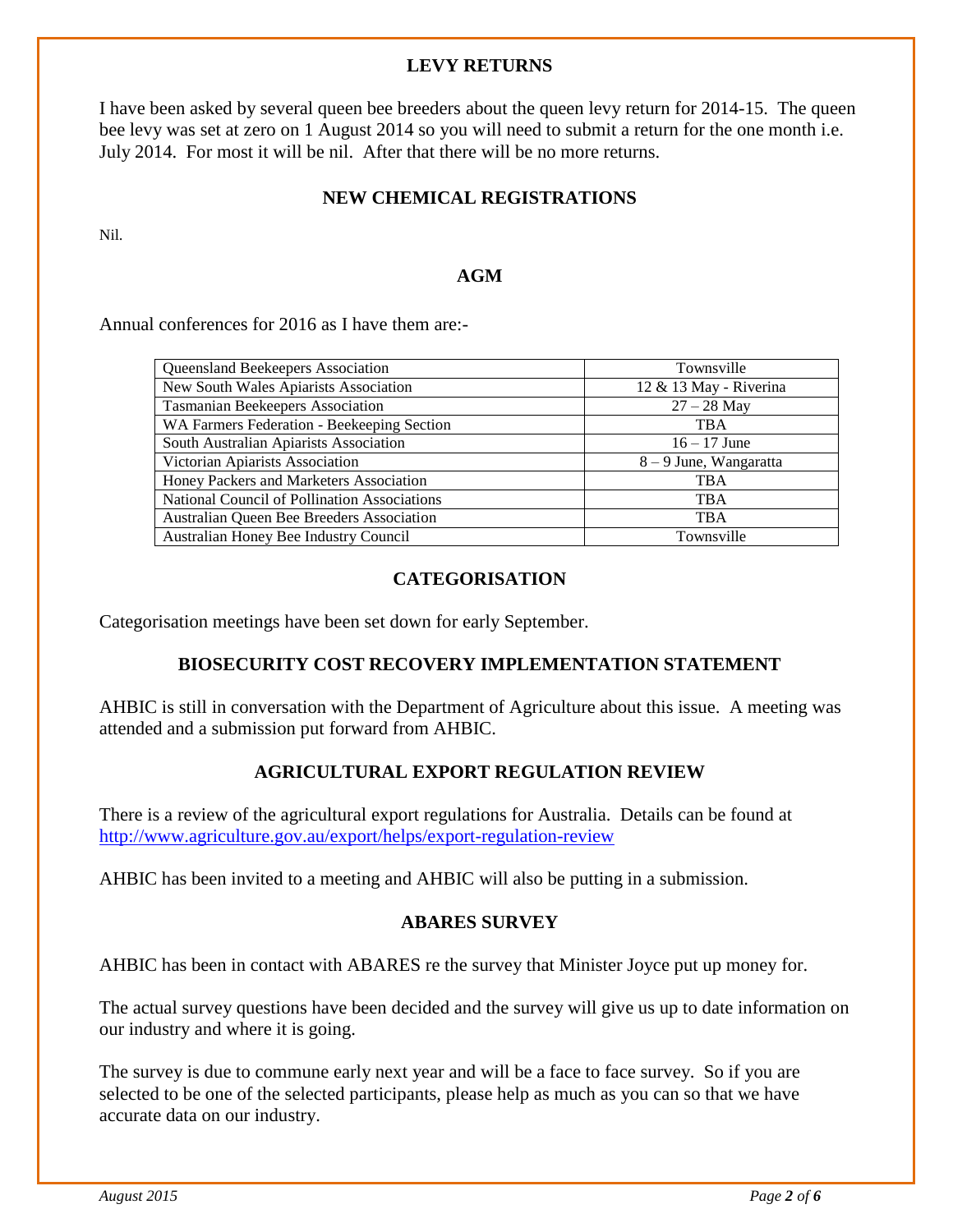## LEVY RETURNS

I have been asked by several queen bee breeders about the queen levy return for 2014-15. The queen bee levy was set at zero on 1 August 2014 so you will need to submit a return for the one month i.e. July 2014. For most it will be nil. After that there will be no more returns.

## NEW CHEMICAL REGISTRATIONS

Nil.

## AGM

Annual conferences for 2016 as I have them are:-

| | |
|---|---|
| Queensland Beekeepers Association | Townsville |
| New South Wales Apiarists Association | 12 & 13 May - Riverina |
| Tasmanian Beekeepers Association | 27 – 28 May |
| WA Farmers Federation - Beekeeping Section | TBA |
| South Australian Apiarists Association | 16 – 17 June |
| Victorian Apiarists Association | 8 – 9 June, Wangaratta |
| Honey Packers and Marketers Association | TBA |
| National Council of Pollination Associations | TBA |
| Australian Queen Bee Breeders Association | TBA |
| Australian Honey Bee Industry Council | Townsville |

## CATEGORISATION

Categorisation meetings have been set down for early September.

## BIOSECURITY COST RECOVERY IMPLEMENTATION STATEMENT

AHBIC is still in conversation with the Department of Agriculture about this issue. A meeting was attended and a submission put forward from AHBIC.

## AGRICULTURAL EXPORT REGULATION REVIEW

There is a review of the agricultural export regulations for Australia. Details can be found at http://www.agriculture.gov.au/export/helps/export-regulation-review

AHBIC has been invited to a meeting and AHBIC will also be putting in a submission.

## ABARES SURVEY

AHBIC has been in contact with ABARES re the survey that Minister Joyce put up money for.

The actual survey questions have been decided and the survey will give us up to date information on our industry and where it is going.

The survey is due to commune early next year and will be a face to face survey. So if you are selected to be one of the selected participants, please help as much as you can so that we have accurate data on our industry.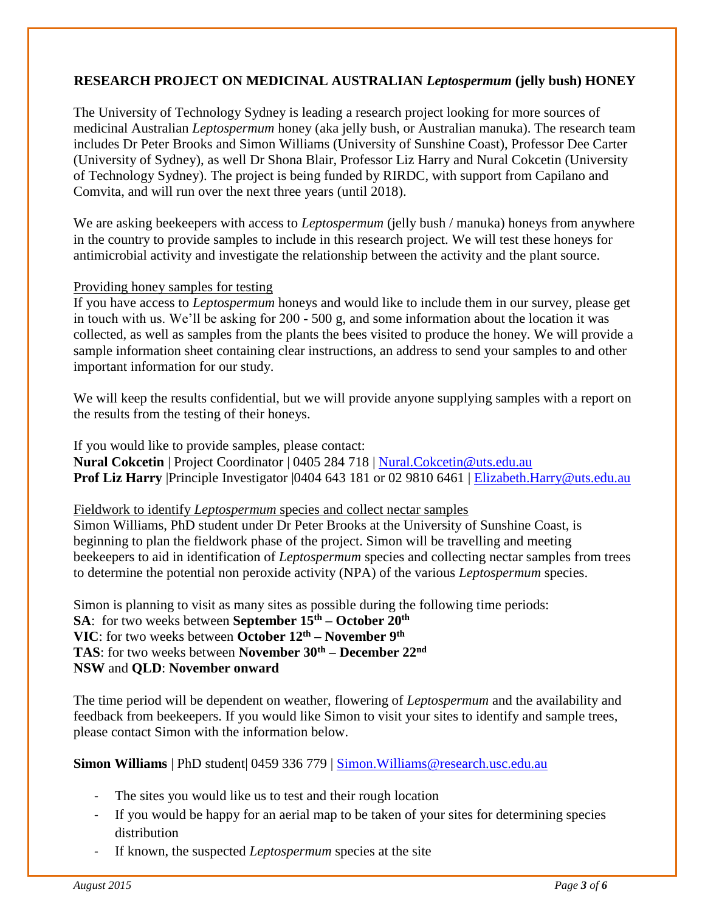## RESEARCH PROJECT ON MEDICINAL AUSTRALIAN *Leptospermum* (jelly bush) HONEY

The University of Technology Sydney is leading a research project looking for more sources of medicinal Australian *Leptospermum* honey (aka jelly bush, or Australian manuka). The research team includes Dr Peter Brooks and Simon Williams (University of Sunshine Coast), Professor Dee Carter (University of Sydney), as well Dr Shona Blair, Professor Liz Harry and Nural Cokcetin (University of Technology Sydney). The project is being funded by RIRDC, with support from Capilano and Comvita, and will run over the next three years (until 2018).

We are asking beekeepers with access to *Leptospermum* (jelly bush / manuka) honeys from anywhere in the country to provide samples to include in this research project. We will test these honeys for antimicrobial activity and investigate the relationship between the activity and the plant source.

<u>Providing honey samples for testing</u>

If you have access to *Leptospermum* honeys and would like to include them in our survey, please get in touch with us. We'll be asking for 200 - 500 g, and some information about the location it was collected, as well as samples from the plants the bees visited to produce the honey. We will provide a sample information sheet containing clear instructions, an address to send your samples to and other important information for our study.

We will keep the results confidential, but we will provide anyone supplying samples with a report on the results from the testing of their honeys.

If you would like to provide samples, please contact:
**Nural Cokcetin** | Project Coordinator | 0405 284 718 | Nural.Cokcetin@uts.edu.au
**Prof Liz Harry** |Principle Investigator |0404 643 181 or 02 9810 6461 | Elizabeth.Harry@uts.edu.au

<u>Fieldwork to identify *Leptospermum* species and collect nectar samples</u>

Simon Williams, PhD student under Dr Peter Brooks at the University of Sunshine Coast, is beginning to plan the fieldwork phase of the project. Simon will be travelling and meeting beekeepers to aid in identification of *Leptospermum* species and collecting nectar samples from trees to determine the potential non peroxide activity (NPA) of the various *Leptospermum* species.

Simon is planning to visit as many sites as possible during the following time periods:
**SA**: for two weeks between **September 15th – October 20th**
**VIC**: for two weeks between **October 12th – November 9th**
**TAS**: for two weeks between **November 30th – December 22nd**
**NSW** and **QLD**: **November onward**

The time period will be dependent on weather, flowering of *Leptospermum* and the availability and feedback from beekeepers. If you would like Simon to visit your sites to identify and sample trees, please contact Simon with the information below.

**Simon Williams** | PhD student| 0459 336 779 | Simon.Williams@research.usc.edu.au

- The sites you would like us to test and their rough location
- If you would be happy for an aerial map to be taken of your sites for determining species distribution
- If known, the suspected *Leptospermum* species at the site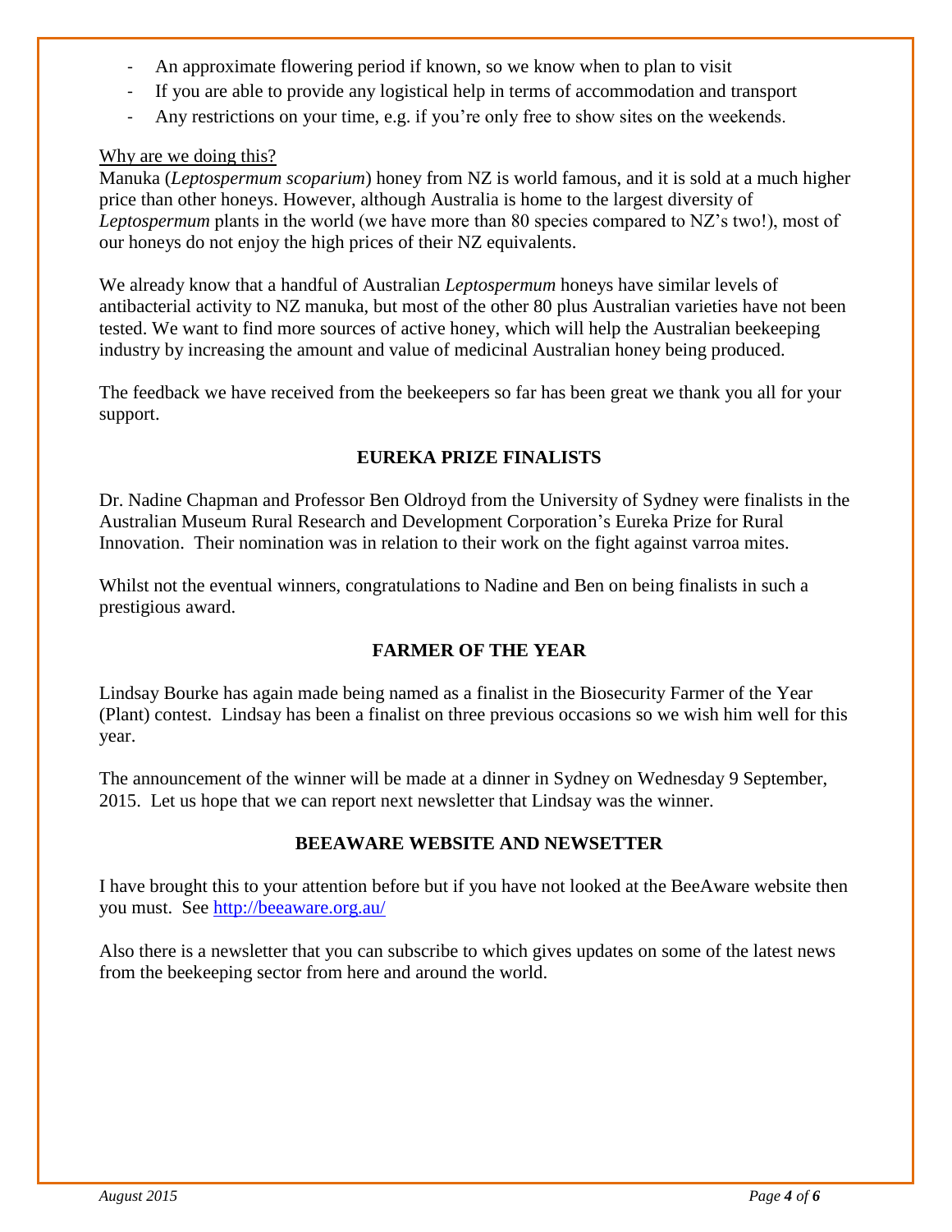- An approximate flowering period if known, so we know when to plan to visit
- If you are able to provide any logistical help in terms of accommodation and transport
- Any restrictions on your time, e.g. if you're only free to show sites on the weekends.

Why are we doing this?

Manuka (*Leptospermum scoparium*) honey from NZ is world famous, and it is sold at a much higher price than other honeys. However, although Australia is home to the largest diversity of *Leptospermum* plants in the world (we have more than 80 species compared to NZ's two!), most of our honeys do not enjoy the high prices of their NZ equivalents.

We already know that a handful of Australian *Leptospermum* honeys have similar levels of antibacterial activity to NZ manuka, but most of the other 80 plus Australian varieties have not been tested. We want to find more sources of active honey, which will help the Australian beekeeping industry by increasing the amount and value of medicinal Australian honey being produced.

The feedback we have received from the beekeepers so far has been great we thank you all for your support.

## EUREKA PRIZE FINALISTS

Dr. Nadine Chapman and Professor Ben Oldroyd from the University of Sydney were finalists in the Australian Museum Rural Research and Development Corporation's Eureka Prize for Rural Innovation. Their nomination was in relation to their work on the fight against varroa mites.

Whilst not the eventual winners, congratulations to Nadine and Ben on being finalists in such a prestigious award.

## FARMER OF THE YEAR

Lindsay Bourke has again made being named as a finalist in the Biosecurity Farmer of the Year (Plant) contest. Lindsay has been a finalist on three previous occasions so we wish him well for this year.

The announcement of the winner will be made at a dinner in Sydney on Wednesday 9 September, 2015. Let us hope that we can report next newsletter that Lindsay was the winner.

## BEEAWARE WEBSITE AND NEWSETTER

I have brought this to your attention before but if you have not looked at the BeeAware website then you must. See http://beeaware.org.au/

Also there is a newsletter that you can subscribe to which gives updates on some of the latest news from the beekeeping sector from here and around the world.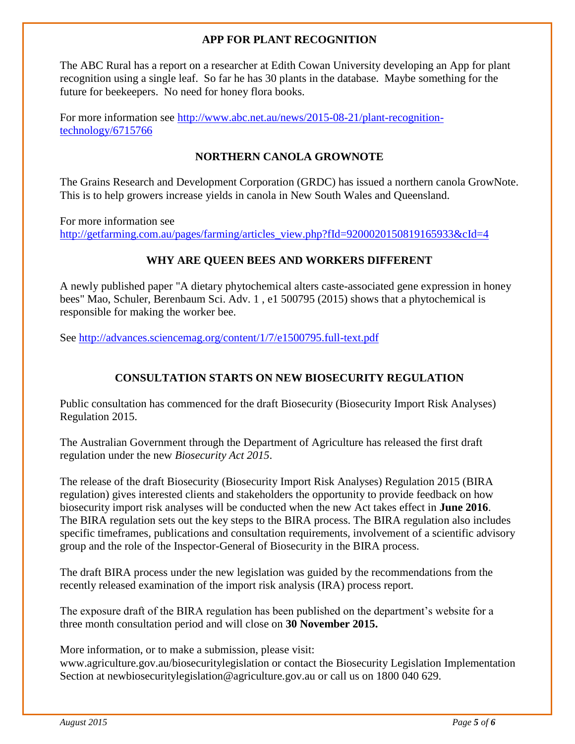## APP FOR PLANT RECOGNITION

The ABC Rural has a report on a researcher at Edith Cowan University developing an App for plant recognition using a single leaf. So far he has 30 plants in the database. Maybe something for the future for beekeepers. No need for honey flora books.

For more information see http://www.abc.net.au/news/2015-08-21/plant-recognition-technology/6715766

## NORTHERN CANOLA GROWNOTE

The Grains Research and Development Corporation (GRDC) has issued a northern canola GrowNote. This is to help growers increase yields in canola in New South Wales and Queensland.

For more information see
http://getfarming.com.au/pages/farming/articles_view.php?fId=9200020150819165933&cId=4

## WHY ARE QUEEN BEES AND WORKERS DIFFERENT

A newly published paper "A dietary phytochemical alters caste-associated gene expression in honey bees" Mao, Schuler, Berenbaum Sci. Adv. 1 , e1 500795 (2015) shows that a phytochemical is responsible for making the worker bee.

See http://advances.sciencemag.org/content/1/7/e1500795.full-text.pdf

## CONSULTATION STARTS ON NEW BIOSECURITY REGULATION

Public consultation has commenced for the draft Biosecurity (Biosecurity Import Risk Analyses) Regulation 2015.

The Australian Government through the Department of Agriculture has released the first draft regulation under the new *Biosecurity Act 2015*.

The release of the draft Biosecurity (Biosecurity Import Risk Analyses) Regulation 2015 (BIRA regulation) gives interested clients and stakeholders the opportunity to provide feedback on how biosecurity import risk analyses will be conducted when the new Act takes effect in **June 2016**. The BIRA regulation sets out the key steps to the BIRA process. The BIRA regulation also includes specific timeframes, publications and consultation requirements, involvement of a scientific advisory group and the role of the Inspector-General of Biosecurity in the BIRA process.

The draft BIRA process under the new legislation was guided by the recommendations from the recently released examination of the import risk analysis (IRA) process report.

The exposure draft of the BIRA regulation has been published on the department's website for a three month consultation period and will close on **30 November 2015.**

More information, or to make a submission, please visit:
www.agriculture.gov.au/biosecuritylegislation or contact the Biosecurity Legislation Implementation Section at newbiosecuritylegislation@agriculture.gov.au or call us on 1800 040 629.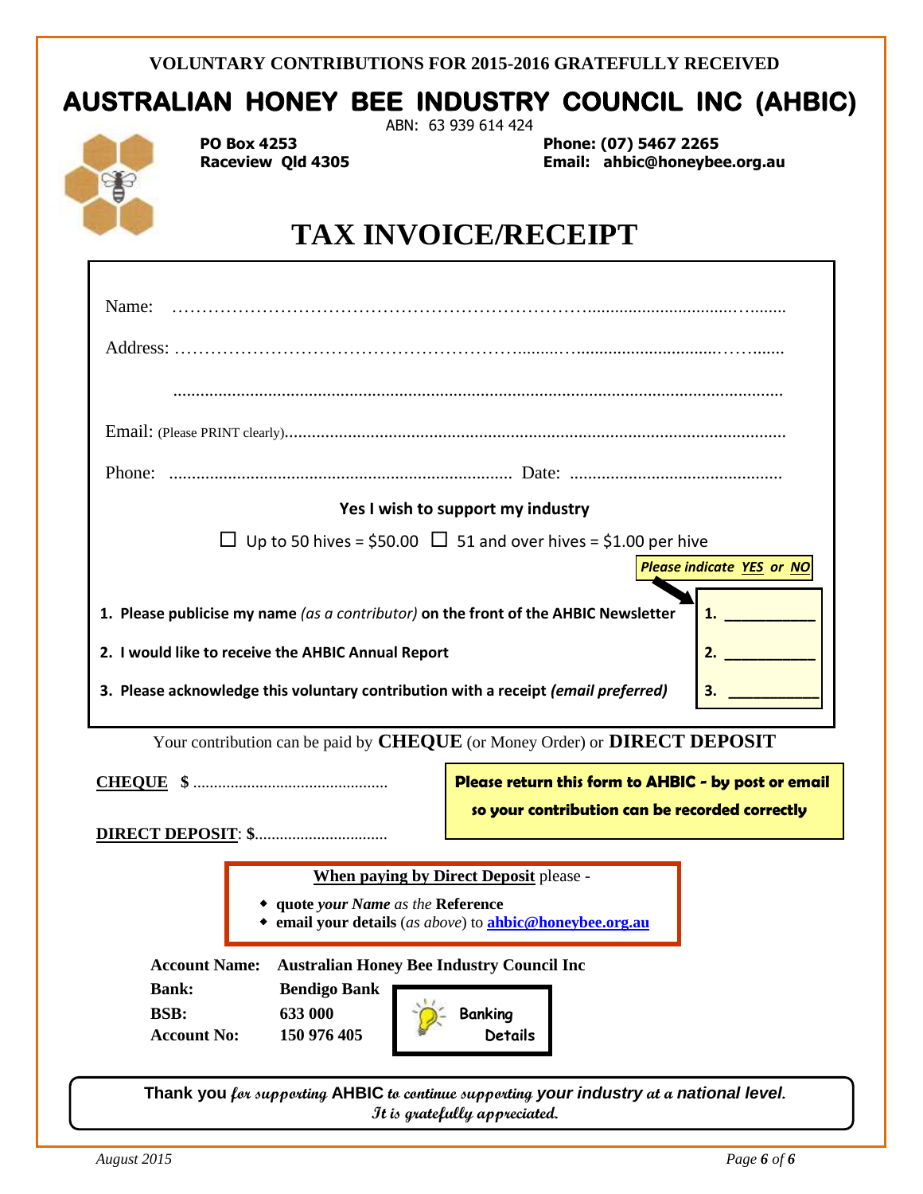**VOLUNTARY CONTRIBUTIONS FOR 2015-2016 GRATEFULLY RECEIVED**

# AUSTRALIAN HONEY BEE INDUSTRY COUNCIL INC (AHBIC)

ABN: 63 939 614 424

**PO Box 4253**
**Raceview Qld 4305**

**Phone: (07) 5467 2265**
**Email: ahbic@honeybee.org.au**

# TAX INVOICE/RECEIPT

Name: ……………………………………………………………………………………………

Address: ……………………………………………………………………………………………

……………………………………………………………………………………………………

Email: (Please PRINT clearly)………………………………………………………………………

Phone: ……………………………………………… Date: ………………………………………

**Yes I wish to support my industry**

☐ Up to 50 hives = $50.00 ☐ 51 and over hives = $1.00 per hive

***Please indicate YES or NO***

1. **Please publicise my name** *(as a contributor)* **on the front of the AHBIC Newsletter** **1.** ________
2. **I would like to receive the AHBIC Annual Report** **2.** ________
3. **Please acknowledge this voluntary contribution with a receipt** ***(email preferred)*** **3.** ________

Your contribution can be paid by **CHEQUE** (or Money Order) or **DIRECT DEPOSIT**

**CHEQUE $** ………………………………

**DIRECT DEPOSIT: $**………………………

**Please return this form to AHBIC - by post or email so your contribution can be recorded correctly**

**When paying by Direct Deposit** please -

- **quote** ***your Name*** *as the* **Reference**
- **email your details** (*as above*) to **ahbic@honeybee.org.au**

| | |
|---|---|
| **Account Name:** | **Australian Honey Bee Industry Council Inc** |
| **Bank:** | **Bendigo Bank** |
| **BSB:** | **633 000** |
| **Account No:** | **150 976 405** |

Banking Details

**Thank you** *for supporting* **AHBIC** *to continue supporting* ***your industry*** *at a* ***national level.*** *It is gratefully appreciated.*

*August 2015*